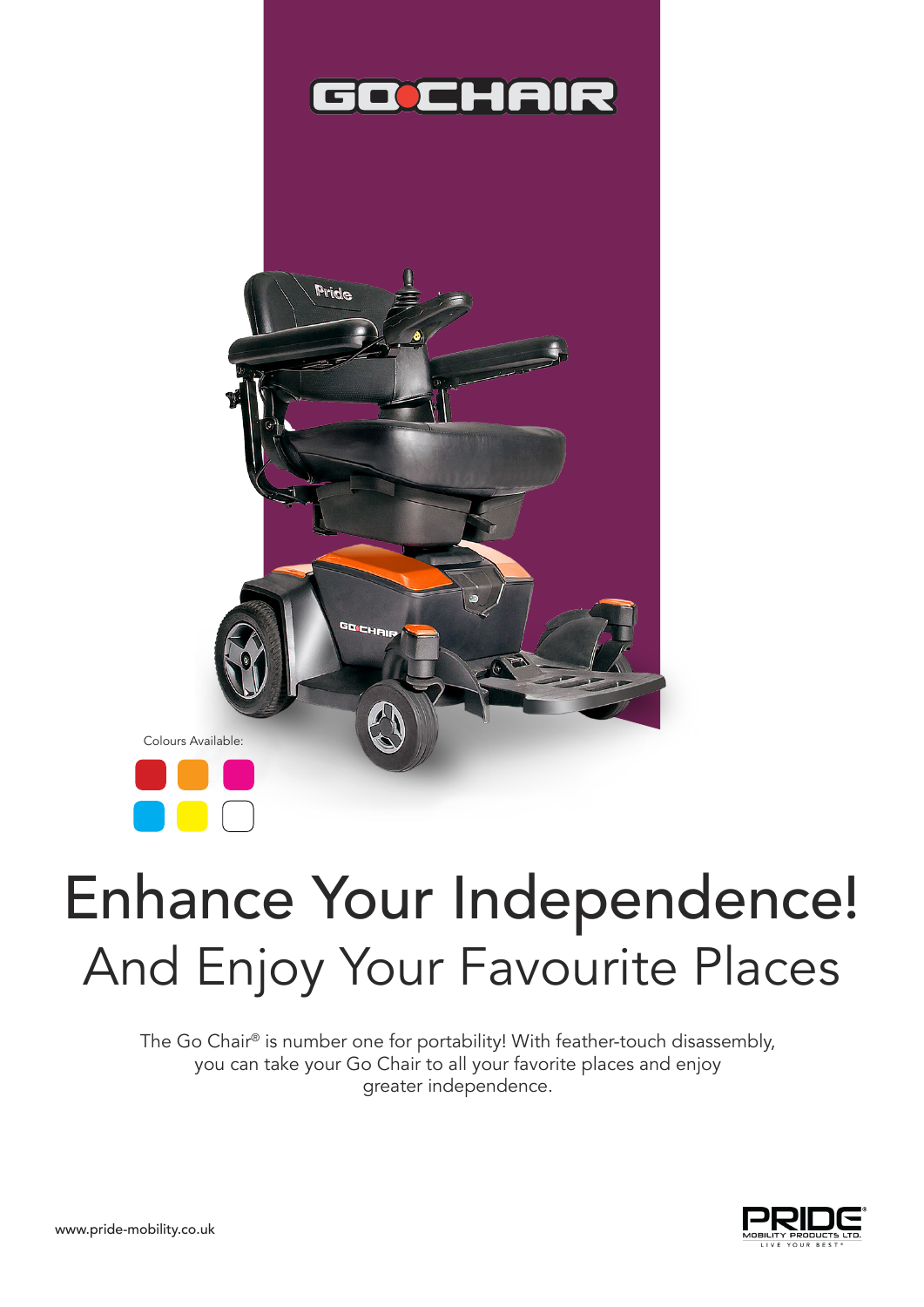# GO CHAIR

Colours Available:

# Enhance Your Independence!

## And Enjoy Your Favourite Places

The Go Chair® is number one for portability! With feather-touch disassembly, you can take your Go Chair to all your favorite places and enjoy greater independence.

www.pride-mobility.co.uk

PRIDE MOBILITY PRODUCTS LTD.
LIVE YOUR BEST®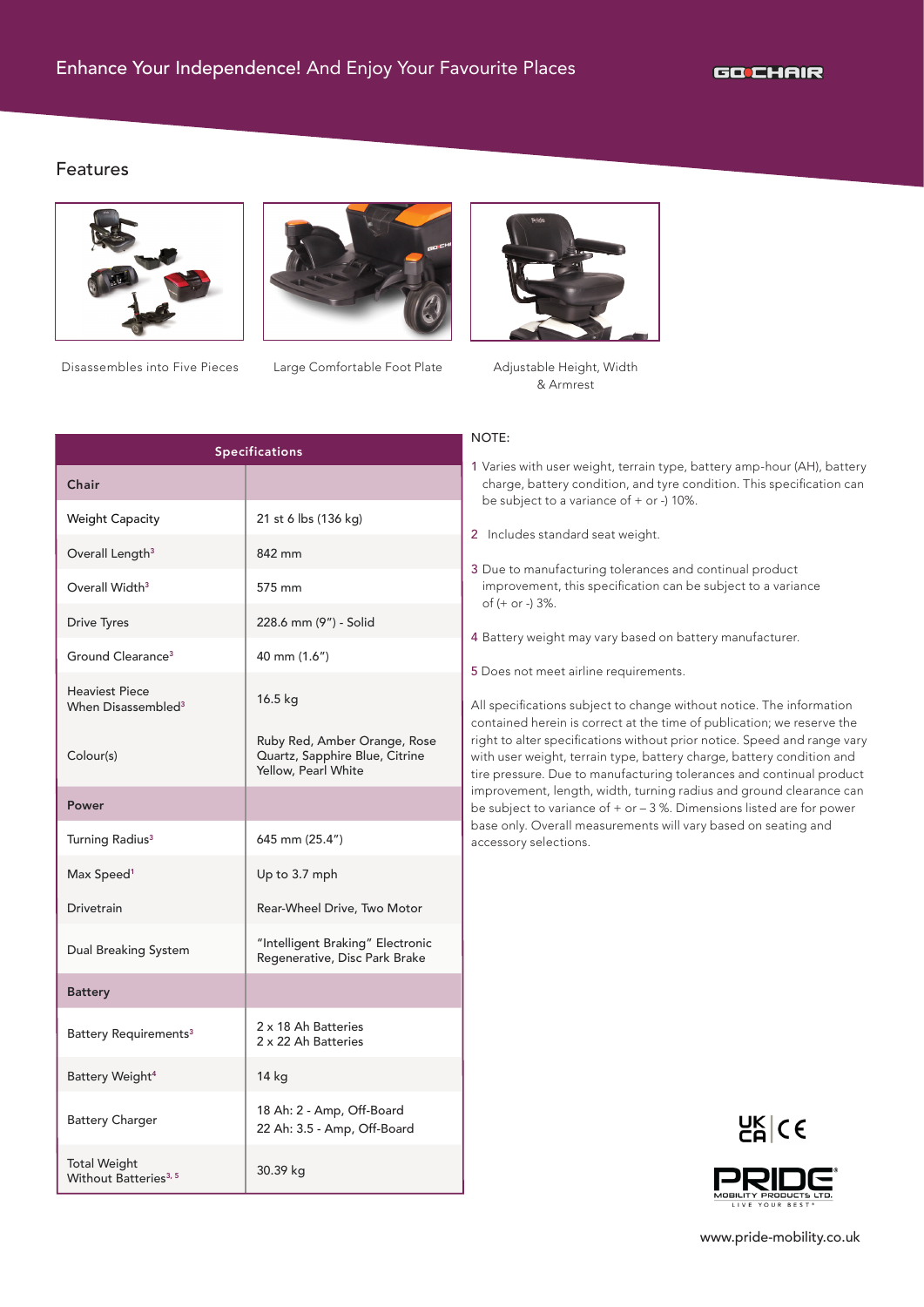Enhance Your Independence! And Enjoy Your Favourite Places

GO CHAIR

## Features

Disassembles into Five Pieces

Large Comfortable Foot Plate

Adjustable Height, Width & Armrest

| Specifications | |
|---|---|
| **Chair** | |
| Weight Capacity | 21 st 6 lbs (136 kg) |
| Overall Length[3] | 842 mm |
| Overall Width[3] | 575 mm |
| Drive Tyres | 228.6 mm (9") - Solid |
| Ground Clearance[3] | 40 mm (1.6") |
| Heaviest Piece When Disassembled[3] | 16.5 kg |
| Colour(s) | Ruby Red, Amber Orange, Rose Quartz, Sapphire Blue, Citrine Yellow, Pearl White |
| **Power** | |
| Turning Radius[3] | 645 mm (25.4") |
| Max Speed[1] | Up to 3.7 mph |
| Drivetrain | Rear-Wheel Drive, Two Motor |
| Dual Breaking System | "Intelligent Braking" Electronic Regenerative, Disc Park Brake |
| **Battery** | |
| Battery Requirements[3] | 2 x 18 Ah Batteries<br>2 x 22 Ah Batteries |
| Battery Weight[4] | 14 kg |
| Battery Charger | 18 Ah: 2 - Amp, Off-Board<br>22 Ah: 3.5 - Amp, Off-Board |
| Total Weight Without Batteries[3, 5] | 30.39 kg |

NOTE:

1 Varies with user weight, terrain type, battery amp-hour (AH), battery charge, battery condition, and tyre condition. This specification can be subject to a variance of + or -) 10%.

2 Includes standard seat weight.

3 Due to manufacturing tolerances and continual product improvement, this specification can be subject to a variance of (+ or -) 3%.

4 Battery weight may vary based on battery manufacturer.

5 Does not meet airline requirements.

All specifications subject to change without notice. The information contained herein is correct at the time of publication; we reserve the right to alter specifications without prior notice. Speed and range vary with user weight, terrain type, battery charge, battery condition and tire pressure. Due to manufacturing tolerances and continual product improvement, length, width, turning radius and ground clearance can be subject to variance of + or – 3 %. Dimensions listed are for power base only. Overall measurements will vary based on seating and accessory selections.

UK CA | CE

PRIDE MOBILITY PRODUCTS LTD. LIVE YOUR BEST®

www.pride-mobility.co.uk